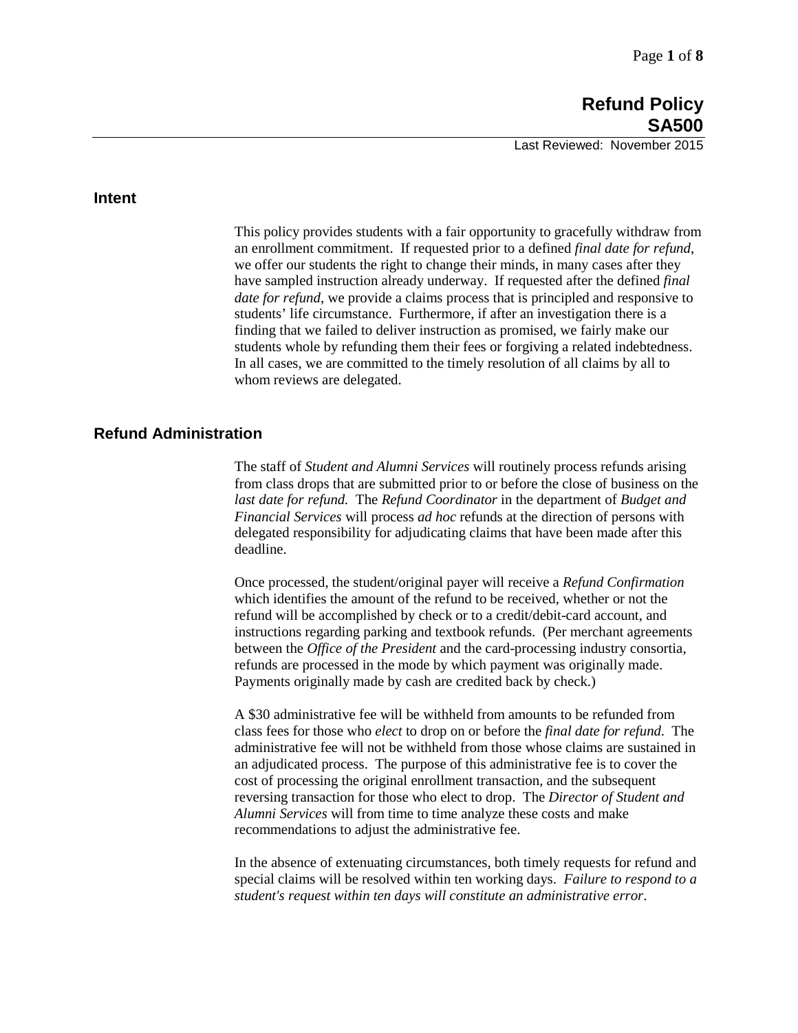# Refund Policy
# SA500

Last Reviewed: November 2015

## Intent

This policy provides students with a fair opportunity to gracefully withdraw from an enrollment commitment. If requested prior to a defined *final date for refund*, we offer our students the right to change their minds, in many cases after they have sampled instruction already underway. If requested after the defined *final date for refund*, we provide a claims process that is principled and responsive to students' life circumstance. Furthermore, if after an investigation there is a finding that we failed to deliver instruction as promised, we fairly make our students whole by refunding them their fees or forgiving a related indebtedness. In all cases, we are committed to the timely resolution of all claims by all to whom reviews are delegated.

## Refund Administration

The staff of *Student and Alumni Services* will routinely process refunds arising from class drops that are submitted prior to or before the close of business on the *last date for refund.* The *Refund Coordinator* in the department of *Budget and Financial Services* will process *ad hoc* refunds at the direction of persons with delegated responsibility for adjudicating claims that have been made after this deadline.

Once processed, the student/original payer will receive a *Refund Confirmation* which identifies the amount of the refund to be received, whether or not the refund will be accomplished by check or to a credit/debit-card account, and instructions regarding parking and textbook refunds. (Per merchant agreements between the *Office of the President* and the card-processing industry consortia, refunds are processed in the mode by which payment was originally made. Payments originally made by cash are credited back by check.)

A $30 administrative fee will be withheld from amounts to be refunded from class fees for those who *elect* to drop on or before the *final date for refund.* The administrative fee will not be withheld from those whose claims are sustained in an adjudicated process. The purpose of this administrative fee is to cover the cost of processing the original enrollment transaction, and the subsequent reversing transaction for those who elect to drop. The *Director of Student and Alumni Services* will from time to time analyze these costs and make recommendations to adjust the administrative fee.

In the absence of extenuating circumstances, both timely requests for refund and special claims will be resolved within ten working days. *Failure to respond to a student's request within ten days will constitute an administrative error*.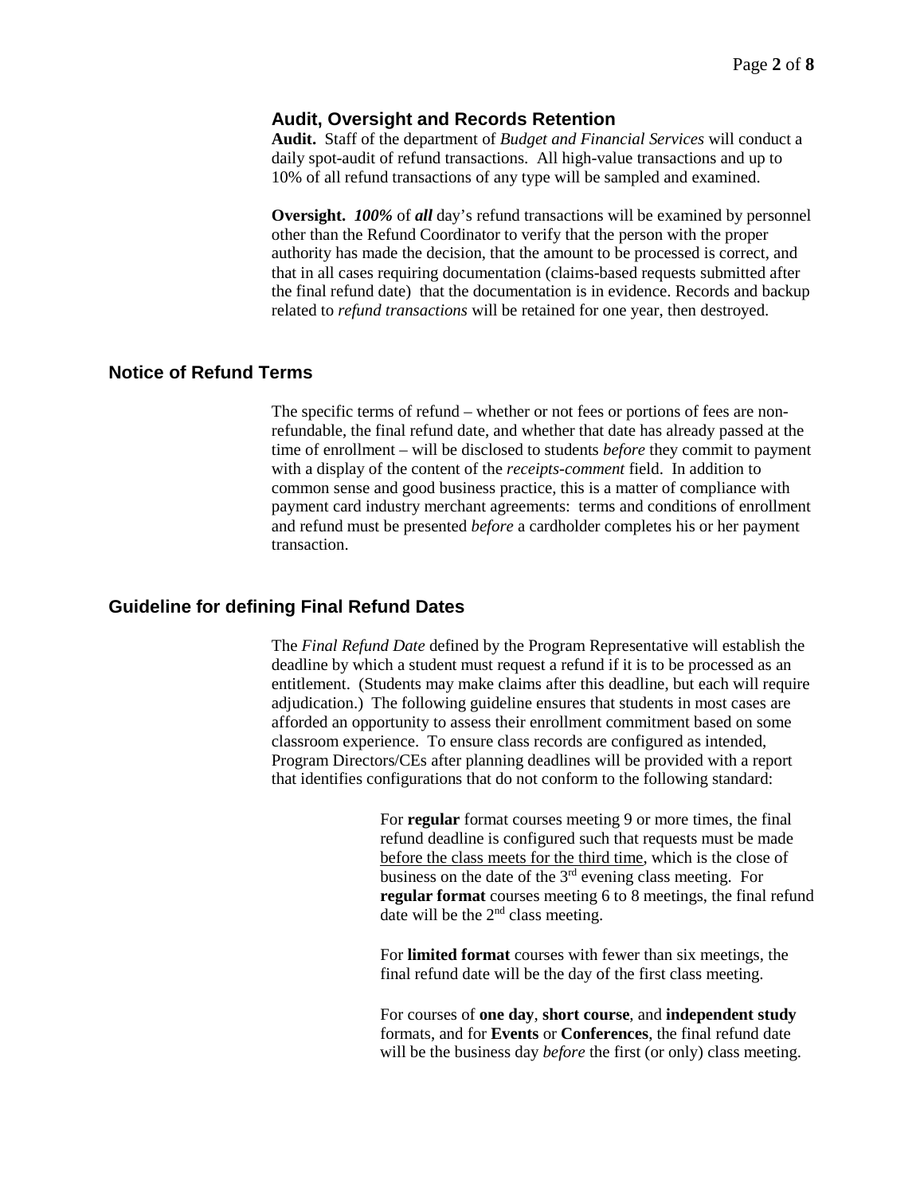### Audit, Oversight and Records Retention

**Audit.** Staff of the department of *Budget and Financial Services* will conduct a daily spot-audit of refund transactions. All high-value transactions and up to 10% of all refund transactions of any type will be sampled and examined.

**Oversight.** *100%* of ***all*** day's refund transactions will be examined by personnel other than the Refund Coordinator to verify that the person with the proper authority has made the decision, that the amount to be processed is correct, and that in all cases requiring documentation (claims-based requests submitted after the final refund date) that the documentation is in evidence. Records and backup related to *refund transactions* will be retained for one year, then destroyed.

## Notice of Refund Terms

The specific terms of refund – whether or not fees or portions of fees are non-refundable, the final refund date, and whether that date has already passed at the time of enrollment – will be disclosed to students *before* they commit to payment with a display of the content of the *receipts-comment* field. In addition to common sense and good business practice, this is a matter of compliance with payment card industry merchant agreements: terms and conditions of enrollment and refund must be presented *before* a cardholder completes his or her payment transaction.

## Guideline for defining Final Refund Dates

The *Final Refund Date* defined by the Program Representative will establish the deadline by which a student must request a refund if it is to be processed as an entitlement. (Students may make claims after this deadline, but each will require adjudication.) The following guideline ensures that students in most cases are afforded an opportunity to assess their enrollment commitment based on some classroom experience. To ensure class records are configured as intended, Program Directors/CEs after planning deadlines will be provided with a report that identifies configurations that do not conform to the following standard:

For **regular** format courses meeting 9 or more times, the final refund deadline is configured such that requests must be made <u>before the class meets for the third time</u>, which is the close of business on the date of the 3rd evening class meeting. For **regular format** courses meeting 6 to 8 meetings, the final refund date will be the 2nd class meeting.

For **limited format** courses with fewer than six meetings, the final refund date will be the day of the first class meeting.

For courses of **one day**, **short course**, and **independent study** formats, and for **Events** or **Conferences**, the final refund date will be the business day *before* the first (or only) class meeting.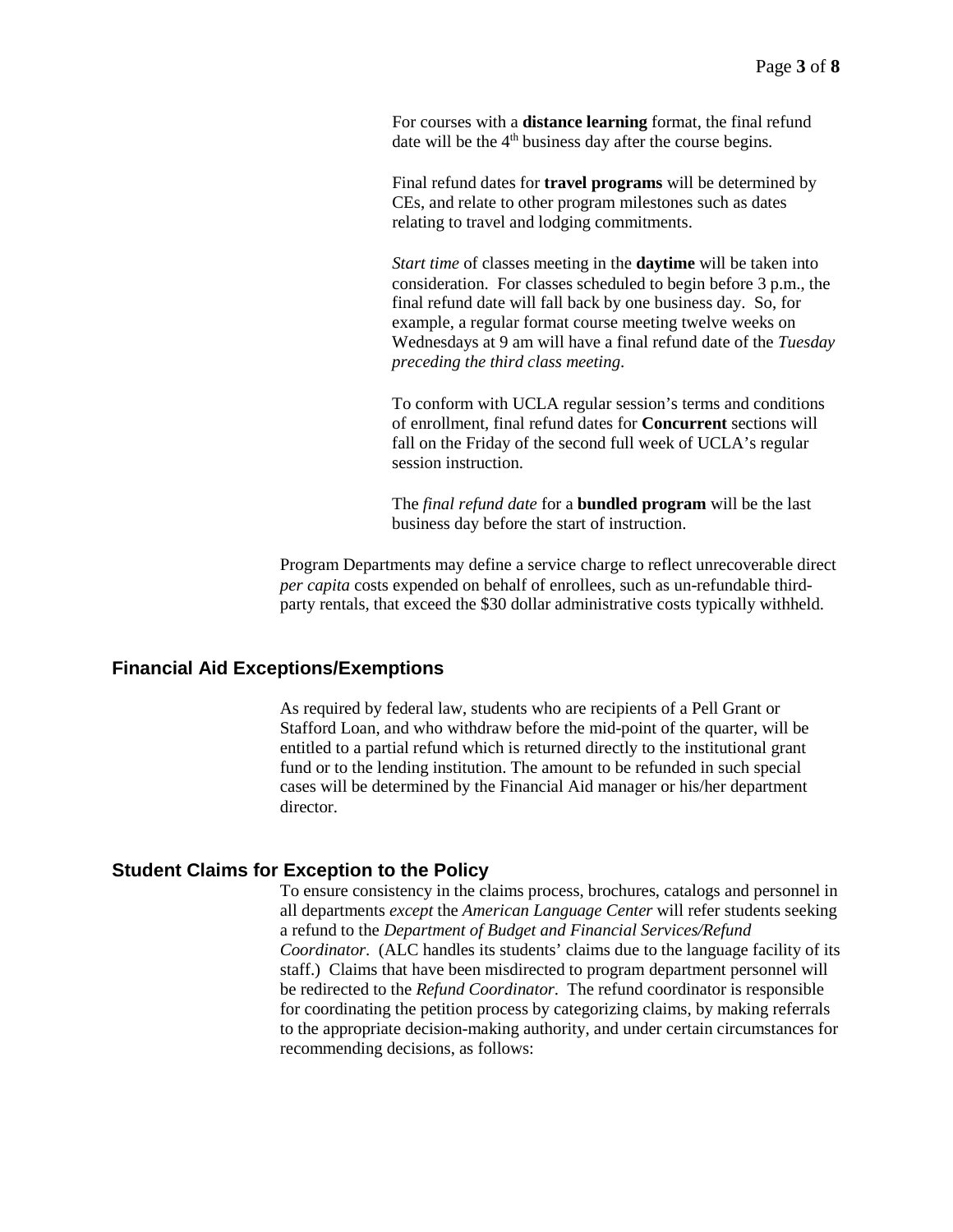For courses with a **distance learning** format, the final refund date will be the 4th business day after the course begins.

Final refund dates for **travel programs** will be determined by CEs, and relate to other program milestones such as dates relating to travel and lodging commitments.

*Start time* of classes meeting in the **daytime** will be taken into consideration. For classes scheduled to begin before 3 p.m., the final refund date will fall back by one business day. So, for example, a regular format course meeting twelve weeks on Wednesdays at 9 am will have a final refund date of the *Tuesday preceding the third class meeting*.

To conform with UCLA regular session's terms and conditions of enrollment, final refund dates for **Concurrent** sections will fall on the Friday of the second full week of UCLA's regular session instruction.

The *final refund date* for a **bundled program** will be the last business day before the start of instruction.

Program Departments may define a service charge to reflect unrecoverable direct *per capita* costs expended on behalf of enrollees, such as un-refundable third-party rentals, that exceed the $30 dollar administrative costs typically withheld.

## Financial Aid Exceptions/Exemptions

As required by federal law, students who are recipients of a Pell Grant or Stafford Loan, and who withdraw before the mid-point of the quarter, will be entitled to a partial refund which is returned directly to the institutional grant fund or to the lending institution. The amount to be refunded in such special cases will be determined by the Financial Aid manager or his/her department director.

## Student Claims for Exception to the Policy

To ensure consistency in the claims process, brochures, catalogs and personnel in all departments *except* the *American Language Center* will refer students seeking a refund to the *Department of Budget and Financial Services/Refund Coordinator*. (ALC handles its students' claims due to the language facility of its staff.) Claims that have been misdirected to program department personnel will be redirected to the *Refund Coordinator*. The refund coordinator is responsible for coordinating the petition process by categorizing claims, by making referrals to the appropriate decision-making authority, and under certain circumstances for recommending decisions, as follows: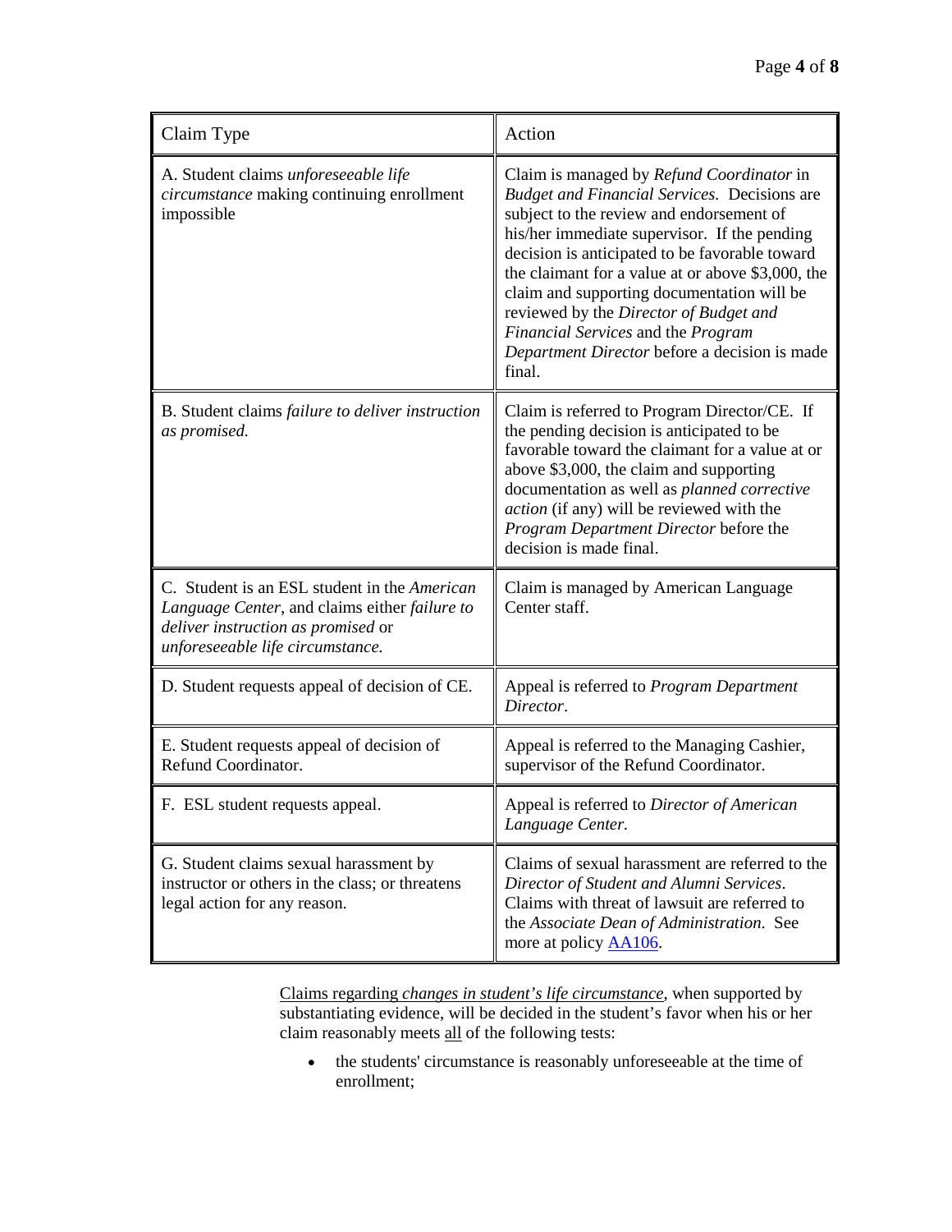| Claim Type | Action |
| --- | --- |
| A. Student claims *unforeseeable life circumstance* making continuing enrollment impossible | Claim is managed by *Refund Coordinator* in *Budget and Financial Services.* Decisions are subject to the review and endorsement of his/her immediate supervisor. If the pending decision is anticipated to be favorable toward the claimant for a value at or above $3,000, the claim and supporting documentation will be reviewed by the *Director of Budget and Financial Services* and the *Program Department Director* before a decision is made final. |
| B. Student claims *failure to deliver instruction as promised.* | Claim is referred to Program Director/CE. If the pending decision is anticipated to be favorable toward the claimant for a value at or above $3,000, the claim and supporting documentation as well as *planned corrective action* (if any) will be reviewed with the *Program Department Director* before the decision is made final. |
| C. Student is an ESL student in the *American Language Center*, and claims either *failure to deliver instruction as promised* or *unforeseeable life circumstance.* | Claim is managed by American Language Center staff. |
| D. Student requests appeal of decision of CE. | Appeal is referred to *Program Department Director*. |
| E. Student requests appeal of decision of Refund Coordinator. | Appeal is referred to the Managing Cashier, supervisor of the Refund Coordinator. |
| F. ESL student requests appeal. | Appeal is referred to *Director of American Language Center.* |
| G. Student claims sexual harassment by instructor or others in the class; or threatens legal action for any reason. | Claims of sexual harassment are referred to the *Director of Student and Alumni Services*. Claims with threat of lawsuit are referred to the *Associate Dean of Administration*. See more at policy [AA106](AA106). |

Claims regarding *changes in student's life circumstance*, when supported by substantiating evidence, will be decided in the student's favor when his or her claim reasonably meets all of the following tests:

- the students' circumstance is reasonably unforeseeable at the time of enrollment;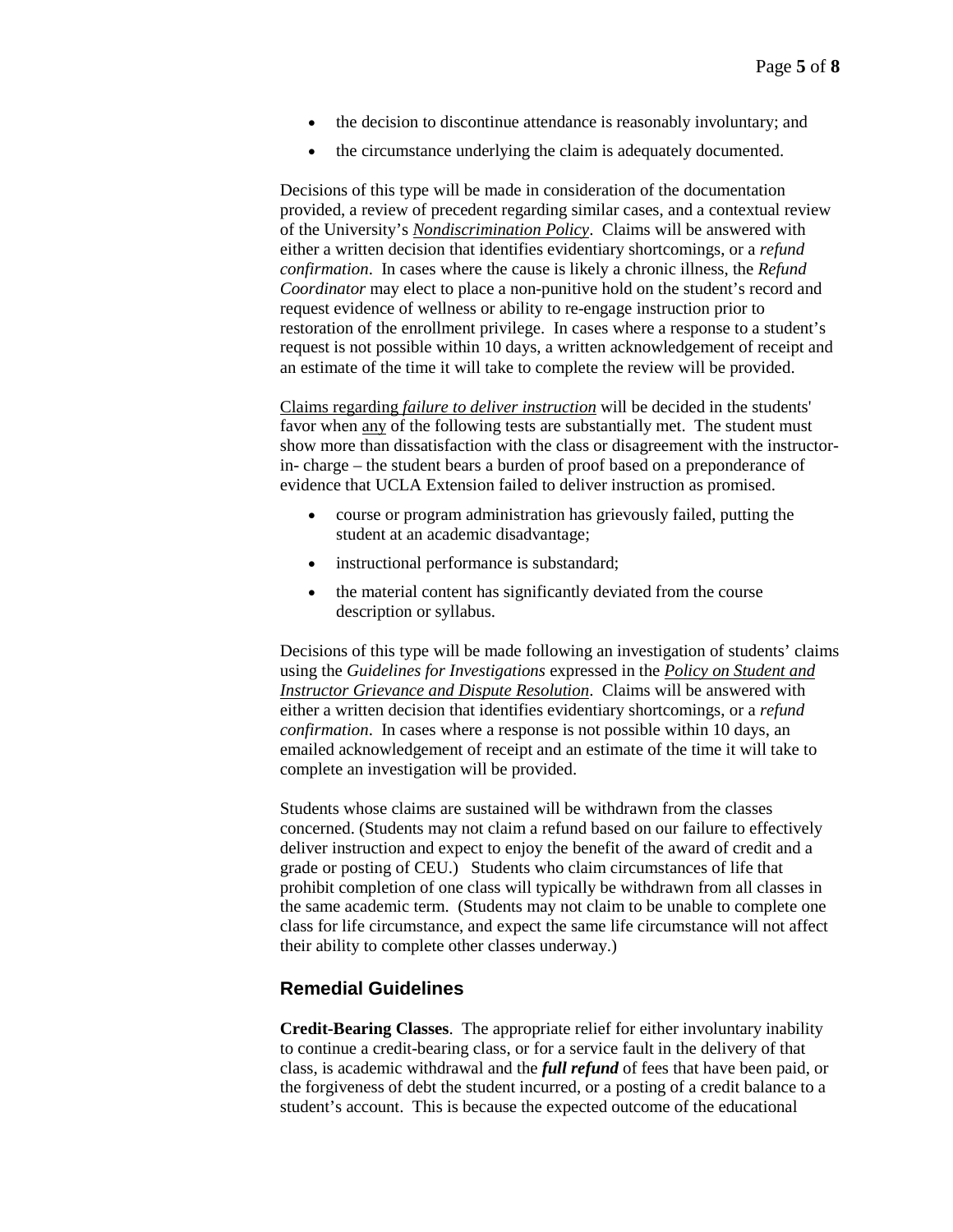- the decision to discontinue attendance is reasonably involuntary; and
- the circumstance underlying the claim is adequately documented.

Decisions of this type will be made in consideration of the documentation provided, a review of precedent regarding similar cases, and a contextual review of the University's ***Nondiscrimination Policy***. Claims will be answered with either a written decision that identifies evidentiary shortcomings, or a *refund confirmation*. In cases where the cause is likely a chronic illness, the *Refund Coordinator* may elect to place a non-punitive hold on the student's record and request evidence of wellness or ability to re-engage instruction prior to restoration of the enrollment privilege. In cases where a response to a student's request is not possible within 10 days, a written acknowledgement of receipt and an estimate of the time it will take to complete the review will be provided.

Claims regarding *failure to deliver instruction* will be decided in the students' favor when any of the following tests are substantially met. The student must show more than dissatisfaction with the class or disagreement with the instructor-in- charge – the student bears a burden of proof based on a preponderance of evidence that UCLA Extension failed to deliver instruction as promised.

- course or program administration has grievously failed, putting the student at an academic disadvantage;
- instructional performance is substandard;
- the material content has significantly deviated from the course description or syllabus.

Decisions of this type will be made following an investigation of students' claims using the *Guidelines for Investigations* expressed in the *Policy on Student and Instructor Grievance and Dispute Resolution*. Claims will be answered with either a written decision that identifies evidentiary shortcomings, or a *refund confirmation*. In cases where a response is not possible within 10 days, an emailed acknowledgement of receipt and an estimate of the time it will take to complete an investigation will be provided.

Students whose claims are sustained will be withdrawn from the classes concerned. (Students may not claim a refund based on our failure to effectively deliver instruction and expect to enjoy the benefit of the award of credit and a grade or posting of CEU.) Students who claim circumstances of life that prohibit completion of one class will typically be withdrawn from all classes in the same academic term. (Students may not claim to be unable to complete one class for life circumstance, and expect the same life circumstance will not affect their ability to complete other classes underway.)

## Remedial Guidelines

**Credit-Bearing Classes**. The appropriate relief for either involuntary inability to continue a credit-bearing class, or for a service fault in the delivery of that class, is academic withdrawal and the ***full refund*** of fees that have been paid, or the forgiveness of debt the student incurred, or a posting of a credit balance to a student's account. This is because the expected outcome of the educational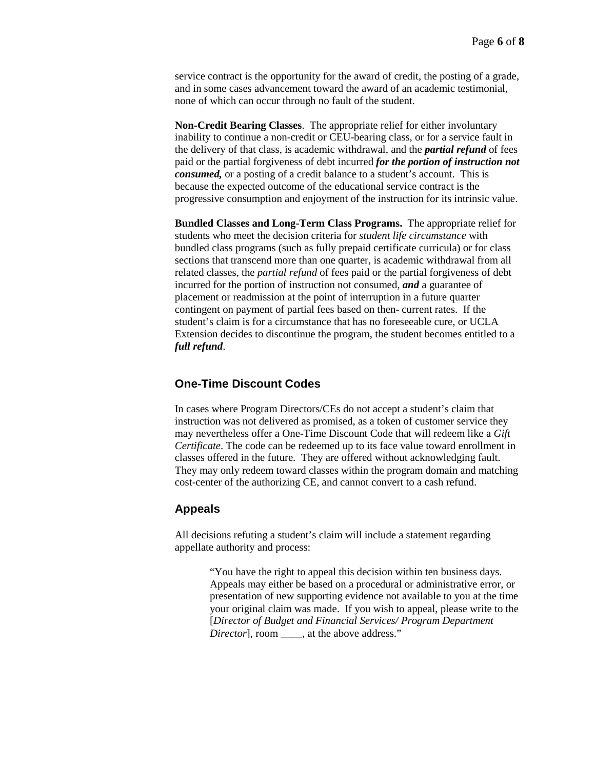service contract is the opportunity for the award of credit, the posting of a grade, and in some cases advancement toward the award of an academic testimonial, none of which can occur through no fault of the student.

**Non-Credit Bearing Classes**. The appropriate relief for either involuntary inability to continue a non-credit or CEU-bearing class, or for a service fault in the delivery of that class, is academic withdrawal, and the ***partial refund*** of fees paid or the partial forgiveness of debt incurred ***for the portion of instruction not consumed,*** or a posting of a credit balance to a student's account. This is because the expected outcome of the educational service contract is the progressive consumption and enjoyment of the instruction for its intrinsic value.

**Bundled Classes and Long-Term Class Programs.** The appropriate relief for students who meet the decision criteria for *student life circumstance* with bundled class programs (such as fully prepaid certificate curricula) or for class sections that transcend more than one quarter, is academic withdrawal from all related classes, the *partial refund* of fees paid or the partial forgiveness of debt incurred for the portion of instruction not consumed, ***and*** a guarantee of placement or readmission at the point of interruption in a future quarter contingent on payment of partial fees based on then- current rates. If the student's claim is for a circumstance that has no foreseeable cure, or UCLA Extension decides to discontinue the program, the student becomes entitled to a ***full refund***.

## One-Time Discount Codes

In cases where Program Directors/CEs do not accept a student's claim that instruction was not delivered as promised, as a token of customer service they may nevertheless offer a One-Time Discount Code that will redeem like a *Gift Certificate*. The code can be redeemed up to its face value toward enrollment in classes offered in the future. They are offered without acknowledging fault. They may only redeem toward classes within the program domain and matching cost-center of the authorizing CE, and cannot convert to a cash refund.

## Appeals

All decisions refuting a student's claim will include a statement regarding appellate authority and process:

> "You have the right to appeal this decision within ten business days. Appeals may either be based on a procedural or administrative error, or presentation of new supporting evidence not available to you at the time your original claim was made. If you wish to appeal, please write to the [*Director of Budget and Financial Services/ Program Department Director*], room ____, at the above address."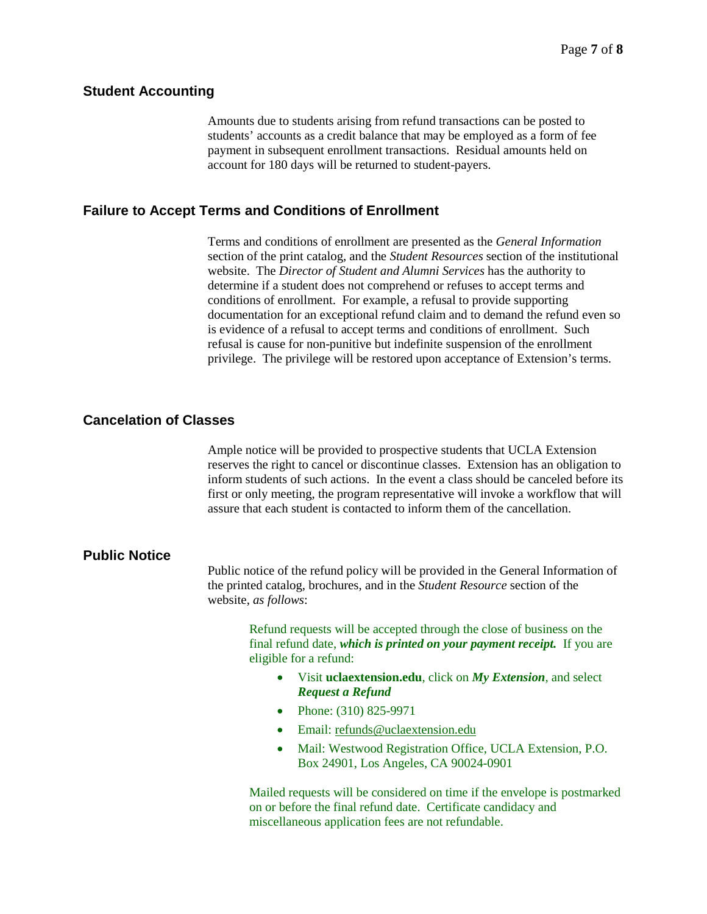## Student Accounting

Amounts due to students arising from refund transactions can be posted to students' accounts as a credit balance that may be employed as a form of fee payment in subsequent enrollment transactions. Residual amounts held on account for 180 days will be returned to student-payers.

## Failure to Accept Terms and Conditions of Enrollment

Terms and conditions of enrollment are presented as the *General Information* section of the print catalog, and the *Student Resources* section of the institutional website. The *Director of Student and Alumni Services* has the authority to determine if a student does not comprehend or refuses to accept terms and conditions of enrollment. For example, a refusal to provide supporting documentation for an exceptional refund claim and to demand the refund even so is evidence of a refusal to accept terms and conditions of enrollment. Such refusal is cause for non-punitive but indefinite suspension of the enrollment privilege. The privilege will be restored upon acceptance of Extension's terms.

## Cancelation of Classes

Ample notice will be provided to prospective students that UCLA Extension reserves the right to cancel or discontinue classes. Extension has an obligation to inform students of such actions. In the event a class should be canceled before its first or only meeting, the program representative will invoke a workflow that will assure that each student is contacted to inform them of the cancellation.

## Public Notice

Public notice of the refund policy will be provided in the General Information of the printed catalog, brochures, and in the *Student Resource* section of the website, *as follows*:

> Refund requests will be accepted through the close of business on the final refund date, ***which is printed on your payment receipt.*** If you are eligible for a refund:
>
> - Visit **uclaextension.edu**, click on ***My Extension***, and select ***Request a Refund***
> - Phone: (310) 825-9971
> - Email: refunds@uclaextension.edu
> - Mail: Westwood Registration Office, UCLA Extension, P.O. Box 24901, Los Angeles, CA 90024-0901
>
> Mailed requests will be considered on time if the envelope is postmarked on or before the final refund date. Certificate candidacy and miscellaneous application fees are not refundable.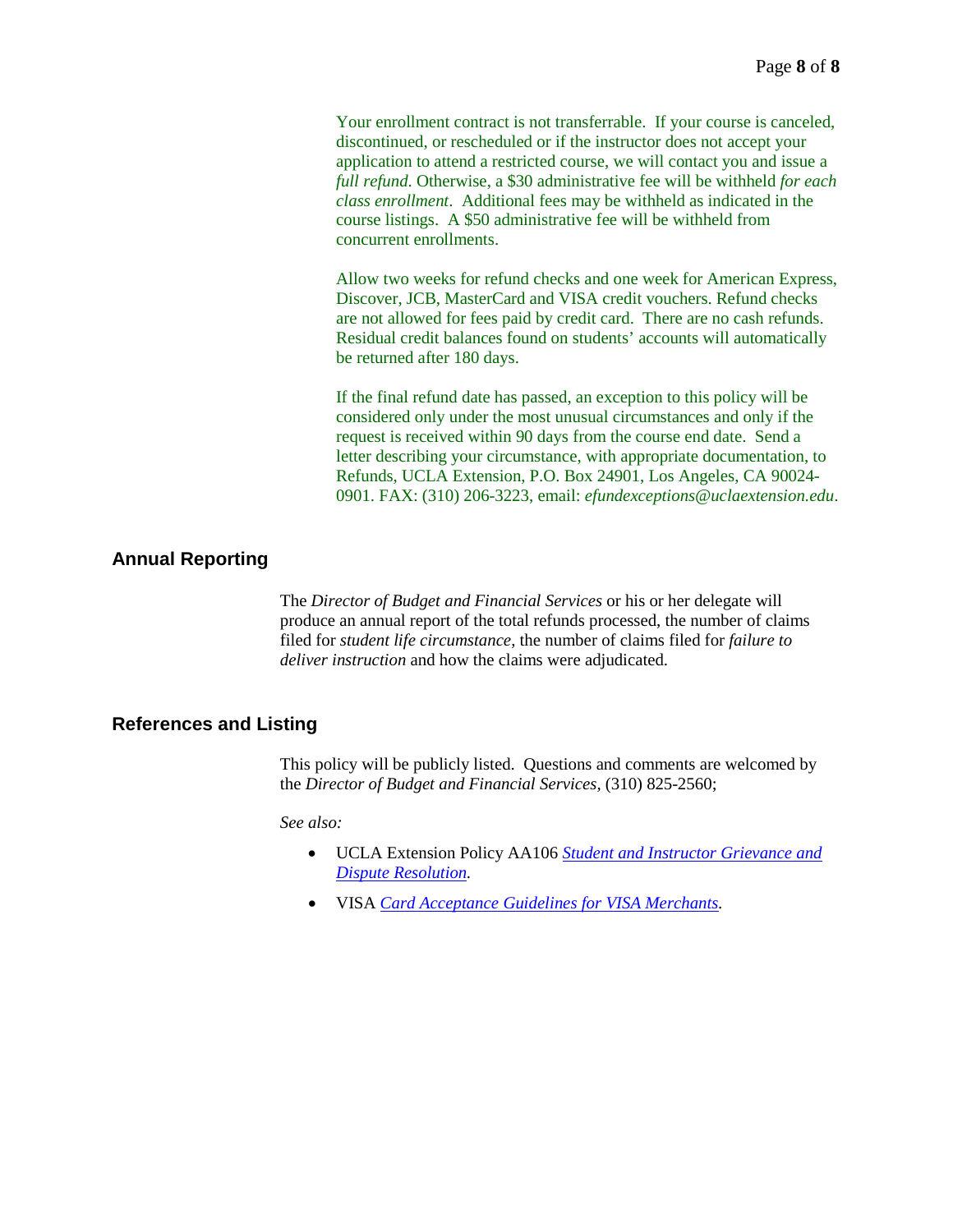Your enrollment contract is not transferrable. If your course is canceled, discontinued, or rescheduled or if the instructor does not accept your application to attend a restricted course, we will contact you and issue a *full refund*. Otherwise, a $30 administrative fee will be withheld *for each class enrollment*. Additional fees may be withheld as indicated in the course listings. A $50 administrative fee will be withheld from concurrent enrollments.

Allow two weeks for refund checks and one week for American Express, Discover, JCB, MasterCard and VISA credit vouchers. Refund checks are not allowed for fees paid by credit card. There are no cash refunds. Residual credit balances found on students' accounts will automatically be returned after 180 days.

If the final refund date has passed, an exception to this policy will be considered only under the most unusual circumstances and only if the request is received within 90 days from the course end date. Send a letter describing your circumstance, with appropriate documentation, to Refunds, UCLA Extension, P.O. Box 24901, Los Angeles, CA 90024-0901. FAX: (310) 206-3223, email: *efundexceptions@uclaextension.edu*.

## Annual Reporting

The *Director of Budget and Financial Services* or his or her delegate will produce an annual report of the total refunds processed, the number of claims filed for *student life circumstance*, the number of claims filed for *failure to deliver instruction* and how the claims were adjudicated.

## References and Listing

This policy will be publicly listed. Questions and comments are welcomed by the *Director of Budget and Financial Services*, (310) 825-2560;

*See also:*

- UCLA Extension Policy AA106 *Student and Instructor Grievance and Dispute Resolution*.
- VISA *Card Acceptance Guidelines for VISA Merchants*.